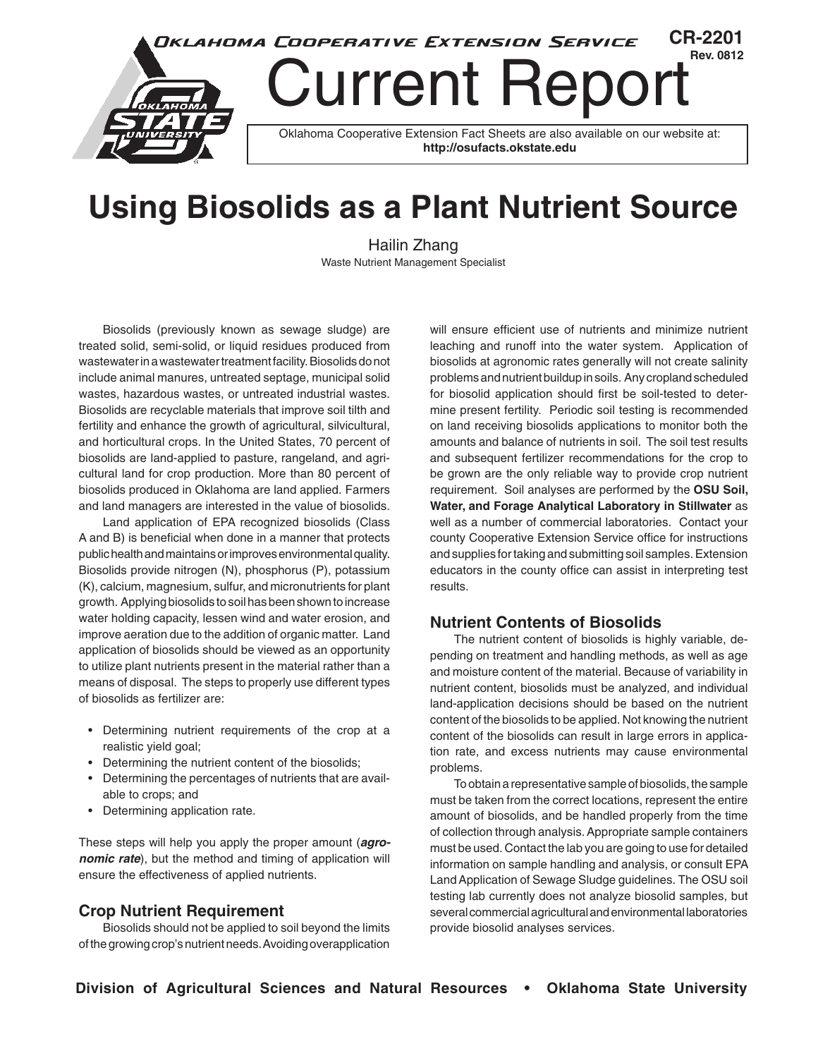Oklahoma Cooperative Extension Service

CR-2201
Rev. 0812

# Current Report

Oklahoma Cooperative Extension Fact Sheets are also available on our website at: **http://osufacts.okstate.edu**

# Using Biosolids as a Plant Nutrient Source

Hailin Zhang
Waste Nutrient Management Specialist

Biosolids (previously known as sewage sludge) are treated solid, semi-solid, or liquid residues produced from wastewater in a wastewater treatment facility. Biosolids do not include animal manures, untreated septage, municipal solid wastes, hazardous wastes, or untreated industrial wastes. Biosolids are recyclable materials that improve soil tilth and fertility and enhance the growth of agricultural, silvicultural, and horticultural crops. In the United States, 70 percent of biosolids are land-applied to pasture, rangeland, and agricultural land for crop production. More than 80 percent of biosolids produced in Oklahoma are land applied. Farmers and land managers are interested in the value of biosolids.

Land application of EPA recognized biosolids (Class A and B) is beneficial when done in a manner that protects public health and maintains or improves environmental quality. Biosolids provide nitrogen (N), phosphorus (P), potassium (K), calcium, magnesium, sulfur, and micronutrients for plant growth. Applying biosolids to soil has been shown to increase water holding capacity, lessen wind and water erosion, and improve aeration due to the addition of organic matter. Land application of biosolids should be viewed as an opportunity to utilize plant nutrients present in the material rather than a means of disposal. The steps to properly use different types of biosolids as fertilizer are:

- Determining nutrient requirements of the crop at a realistic yield goal;
- Determining the nutrient content of the biosolids;
- Determining the percentages of nutrients that are available to crops; and
- Determining application rate.

These steps will help you apply the proper amount (***agronomic rate***), but the method and timing of application will ensure the effectiveness of applied nutrients.

## Crop Nutrient Requirement

Biosolids should not be applied to soil beyond the limits of the growing crop's nutrient needs. Avoiding overapplication will ensure efficient use of nutrients and minimize nutrient leaching and runoff into the water system. Application of biosolids at agronomic rates generally will not create salinity problems and nutrient buildup in soils. Any cropland scheduled for biosolid application should first be soil-tested to determine present fertility. Periodic soil testing is recommended on land receiving biosolids applications to monitor both the amounts and balance of nutrients in soil. The soil test results and subsequent fertilizer recommendations for the crop to be grown are the only reliable way to provide crop nutrient requirement. Soil analyses are performed by the **OSU Soil, Water, and Forage Analytical Laboratory in Stillwater** as well as a number of commercial laboratories. Contact your county Cooperative Extension Service office for instructions and supplies for taking and submitting soil samples. Extension educators in the county office can assist in interpreting test results.

## Nutrient Contents of Biosolids

The nutrient content of biosolids is highly variable, depending on treatment and handling methods, as well as age and moisture content of the material. Because of variability in nutrient content, biosolids must be analyzed, and individual land-application decisions should be based on the nutrient content of the biosolids to be applied. Not knowing the nutrient content of the biosolids can result in large errors in application rate, and excess nutrients may cause environmental problems.

To obtain a representative sample of biosolids, the sample must be taken from the correct locations, represent the entire amount of biosolids, and be handled properly from the time of collection through analysis. Appropriate sample containers must be used. Contact the lab you are going to use for detailed information on sample handling and analysis, or consult EPA Land Application of Sewage Sludge guidelines. The OSU soil testing lab currently does not analyze biosolid samples, but several commercial agricultural and environmental laboratories provide biosolid analyses services.

**Division of Agricultural Sciences and Natural Resources • Oklahoma State University**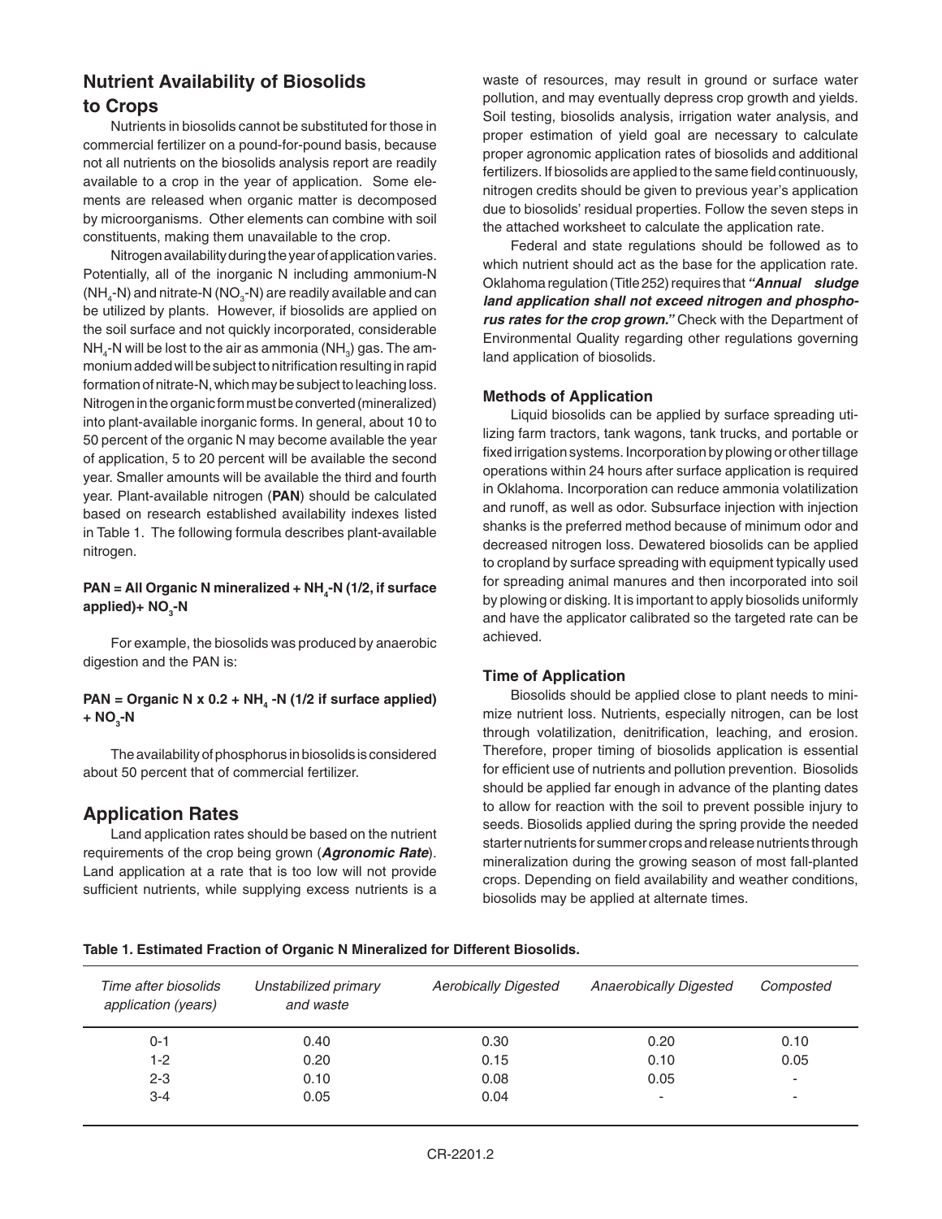## Nutrient Availability of Biosolids to Crops

Nutrients in biosolids cannot be substituted for those in commercial fertilizer on a pound-for-pound basis, because not all nutrients on the biosolids analysis report are readily available to a crop in the year of application. Some elements are released when organic matter is decomposed by microorganisms. Other elements can combine with soil constituents, making them unavailable to the crop.

Nitrogen availability during the year of application varies. Potentially, all of the inorganic N including ammonium-N ($NH_4$-N) and nitrate-N ($NO_3$-N) are readily available and can be utilized by plants. However, if biosolids are applied on the soil surface and not quickly incorporated, considerable $NH_4$-N will be lost to the air as ammonia ($NH_3$) gas. The ammonium added will be subject to nitrification resulting in rapid formation of nitrate-N, which may be subject to leaching loss. Nitrogen in the organic form must be converted (mineralized) into plant-available inorganic forms. In general, about 10 to 50 percent of the organic N may become available the year of application, 5 to 20 percent will be available the second year. Smaller amounts will be available the third and fourth year. Plant-available nitrogen (**PAN**) should be calculated based on research established availability indexes listed in Table 1. The following formula describes plant-available nitrogen.

**PAN = All Organic N mineralized + $NH_4$-N (1/2, if surface applied)+ $NO_3$-N**

For example, the biosolids was produced by anaerobic digestion and the PAN is:

**PAN = Organic N x 0.2 + $NH_4$ -N (1/2 if surface applied) + $NO_3$-N**

The availability of phosphorus in biosolids is considered about 50 percent that of commercial fertilizer.

## Application Rates

Land application rates should be based on the nutrient requirements of the crop being grown (***Agronomic Rate***). Land application at a rate that is too low will not provide sufficient nutrients, while supplying excess nutrients is a waste of resources, may result in ground or surface water pollution, and may eventually depress crop growth and yields. Soil testing, biosolids analysis, irrigation water analysis, and proper estimation of yield goal are necessary to calculate proper agronomic application rates of biosolids and additional fertilizers. If biosolids are applied to the same field continuously, nitrogen credits should be given to previous year's application due to biosolids' residual properties. Follow the seven steps in the attached worksheet to calculate the application rate.

Federal and state regulations should be followed as to which nutrient should act as the base for the application rate. Oklahoma regulation (Title 252) requires that ***"Annual sludge land application shall not exceed nitrogen and phosphorus rates for the crop grown."*** Check with the Department of Environmental Quality regarding other regulations governing land application of biosolids.

### Methods of Application

Liquid biosolids can be applied by surface spreading utilizing farm tractors, tank wagons, tank trucks, and portable or fixed irrigation systems. Incorporation by plowing or other tillage operations within 24 hours after surface application is required in Oklahoma. Incorporation can reduce ammonia volatilization and runoff, as well as odor. Subsurface injection with injection shanks is the preferred method because of minimum odor and decreased nitrogen loss. Dewatered biosolids can be applied to cropland by surface spreading with equipment typically used for spreading animal manures and then incorporated into soil by plowing or disking. It is important to apply biosolids uniformly and have the applicator calibrated so the targeted rate can be achieved.

### Time of Application

Biosolids should be applied close to plant needs to minimize nutrient loss. Nutrients, especially nitrogen, can be lost through volatilization, denitrification, leaching, and erosion. Therefore, proper timing of biosolids application is essential for efficient use of nutrients and pollution prevention. Biosolids should be applied far enough in advance of the planting dates to allow for reaction with the soil to prevent possible injury to seeds. Biosolids applied during the spring provide the needed starter nutrients for summer crops and release nutrients through mineralization during the growing season of most fall-planted crops. Depending on field availability and weather conditions, biosolids may be applied at alternate times.

**Table 1. Estimated Fraction of Organic N Mineralized for Different Biosolids.**

| *Time after biosolids application (years)* | *Unstabilized primary and waste* | *Aerobically Digested* | *Anaerobically Digested* | *Composted* |
|---|---|---|---|---|
| 0-1 | 0.40 | 0.30 | 0.20 | 0.10 |
| 1-2 | 0.20 | 0.15 | 0.10 | 0.05 |
| 2-3 | 0.10 | 0.08 | 0.05 | - |
| 3-4 | 0.05 | 0.04 | - | - |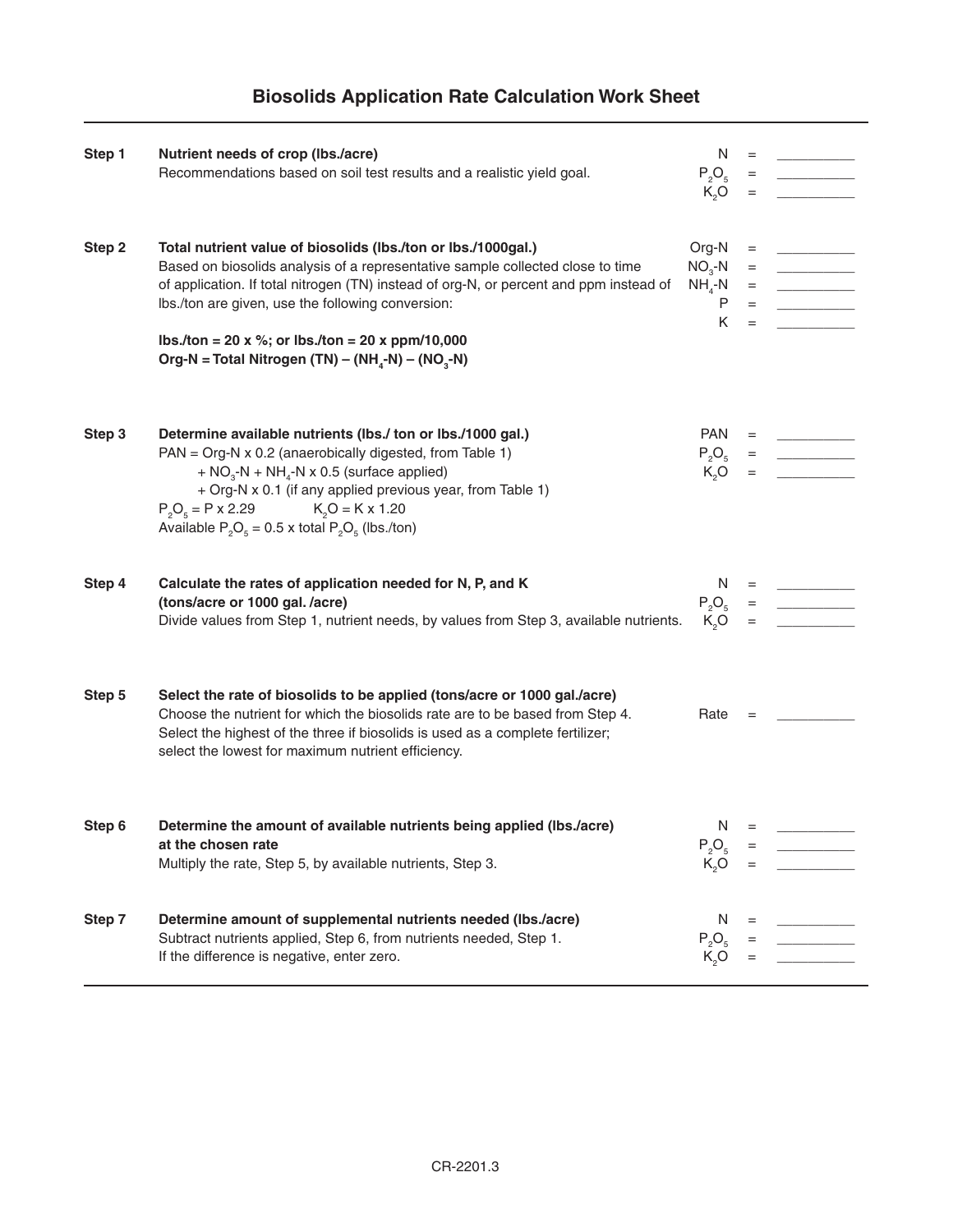# Biosolids Application Rate Calculation Work Sheet

---

**Step 1** **Nutrient needs of crop (lbs./acre)**

Recommendations based on soil test results and a realistic yield goal.

N = __________
$P_2O_5$ = __________
$K_2O$ = __________

**Step 2** **Total nutrient value of biosolids (lbs./ton or lbs./1000gal.)**

Based on biosolids analysis of a representative sample collected close to time of application. If total nitrogen (TN) instead of org-N, or percent and ppm instead of lbs./ton are given, use the following conversion:

**lbs./ton = 20 x %; or lbs./ton = 20 x ppm/10,000**
**Org-N = Total Nitrogen (TN) – ($NH_4$-N) – ($NO_3$-N)**

Org-N = __________
$NO_3$-N = __________
$NH_4$-N = __________
P = __________
K = __________

**Step 3** **Determine available nutrients (lbs./ ton or lbs./1000 gal.)**

PAN = Org-N x 0.2 (anaerobically digested, from Table 1)
+ $NO_3$-N + $NH_4$-N x 0.5 (surface applied)
+ Org-N x 0.1 (if any applied previous year, from Table 1)

$P_2O_5$ = P x 2.29  $K_2O$ = K x 1.20

Available $P_2O_5$ = 0.5 x total $P_2O_5$ (lbs./ton)

PAN = __________
$P_2O_5$ = __________
$K_2O$ = __________

**Step 4** **Calculate the rates of application needed for N, P, and K (tons/acre or 1000 gal. /acre)**

Divide values from Step 1, nutrient needs, by values from Step 3, available nutrients.

N = __________
$P_2O_5$ = __________
$K_2O$ = __________

**Step 5** **Select the rate of biosolids to be applied (tons/acre or 1000 gal./acre)**

Choose the nutrient for which the biosolids rate are to be based from Step 4. Select the highest of the three if biosolids is used as a complete fertilizer; select the lowest for maximum nutrient efficiency.

Rate = __________

**Step 6** **Determine the amount of available nutrients being applied (lbs./acre) at the chosen rate**

Multiply the rate, Step 5, by available nutrients, Step 3.

N = __________
$P_2O_5$ = __________
$K_2O$ = __________

**Step 7** **Determine amount of supplemental nutrients needed (lbs./acre)**

Subtract nutrients applied, Step 6, from nutrients needed, Step 1. If the difference is negative, enter zero.

N = __________
$P_2O_5$ = __________
$K_2O$ = __________

---

CR-2201.3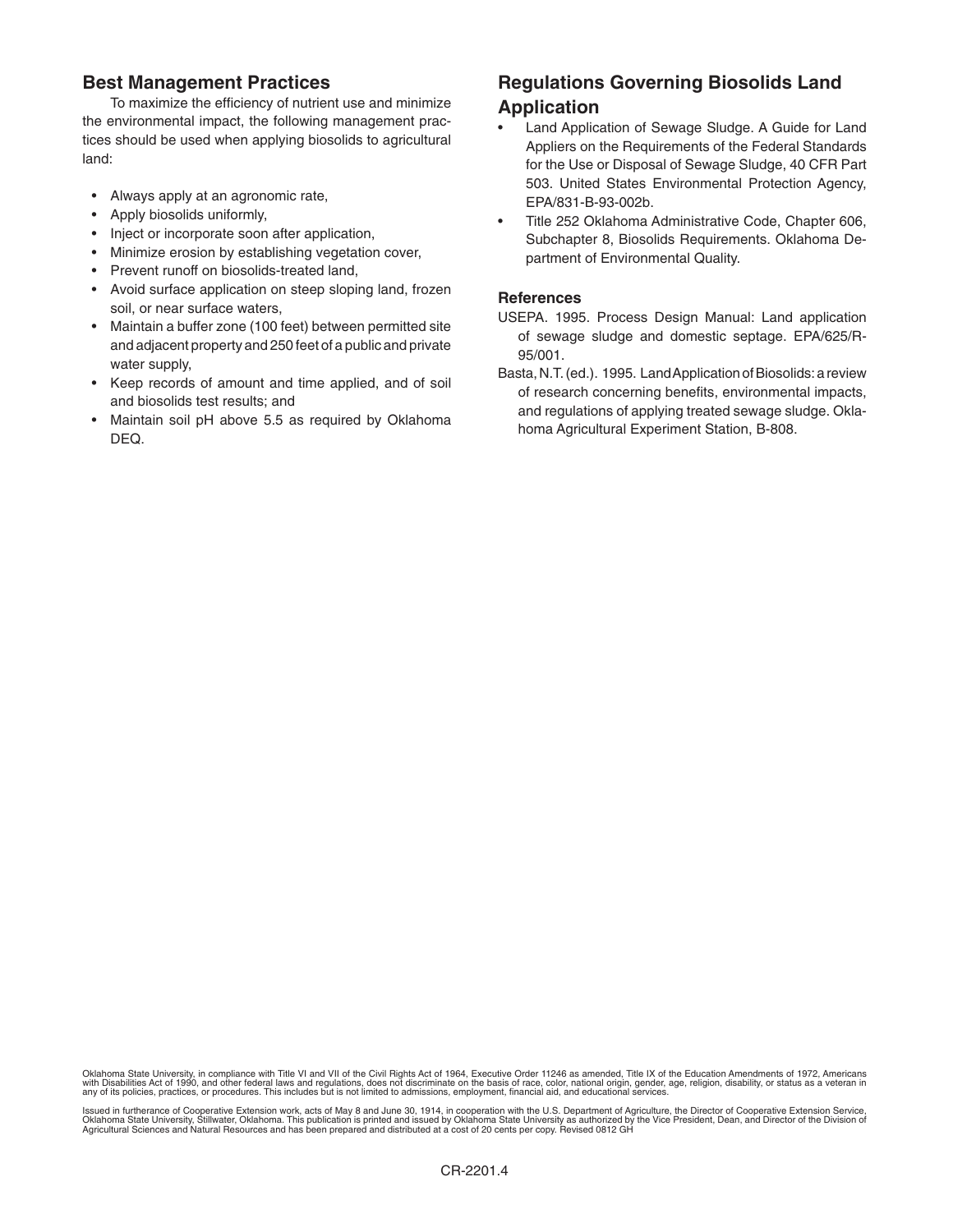## Best Management Practices

To maximize the efficiency of nutrient use and minimize the environmental impact, the following management practices should be used when applying biosolids to agricultural land:

- Always apply at an agronomic rate,
- Apply biosolids uniformly,
- Inject or incorporate soon after application,
- Minimize erosion by establishing vegetation cover,
- Prevent runoff on biosolids-treated land,
- Avoid surface application on steep sloping land, frozen soil, or near surface waters,
- Maintain a buffer zone (100 feet) between permitted site and adjacent property and 250 feet of a public and private water supply,
- Keep records of amount and time applied, and of soil and biosolids test results; and
- Maintain soil pH above 5.5 as required by Oklahoma DEQ.

## Regulations Governing Biosolids Land Application

- Land Application of Sewage Sludge. A Guide for Land Appliers on the Requirements of the Federal Standards for the Use or Disposal of Sewage Sludge, 40 CFR Part 503. United States Environmental Protection Agency, EPA/831-B-93-002b.
- Title 252 Oklahoma Administrative Code, Chapter 606, Subchapter 8, Biosolids Requirements. Oklahoma Department of Environmental Quality.

### References

USEPA. 1995. Process Design Manual: Land application of sewage sludge and domestic septage. EPA/625/R-95/001.

Basta, N.T. (ed.). 1995. Land Application of Biosolids: a review of research concerning benefits, environmental impacts, and regulations of applying treated sewage sludge. Oklahoma Agricultural Experiment Station, B-808.

Oklahoma State University, in compliance with Title VI and VII of the Civil Rights Act of 1964, Executive Order 11246 as amended, Title IX of the Education Amendments of 1972, Americans with Disabilities Act of 1990, and other federal laws and regulations, does not discriminate on the basis of race, color, national origin, gender, age, religion, disability, or status as a veteran in any of its policies, practices, or procedures. This includes but is not limited to admissions, employment, financial aid, and educational services.

Issued in furtherance of Cooperative Extension work, acts of May 8 and June 30, 1914, in cooperation with the U.S. Department of Agriculture, the Director of Cooperative Extension Service, Oklahoma State University, Stillwater, Oklahoma. This publication is printed and issued by Oklahoma State University as authorized by the Vice President, Dean, and Director of the Division of Agricultural Sciences and Natural Resources and has been prepared and distributed at a cost of 20 cents per copy. Revised 0812 GH